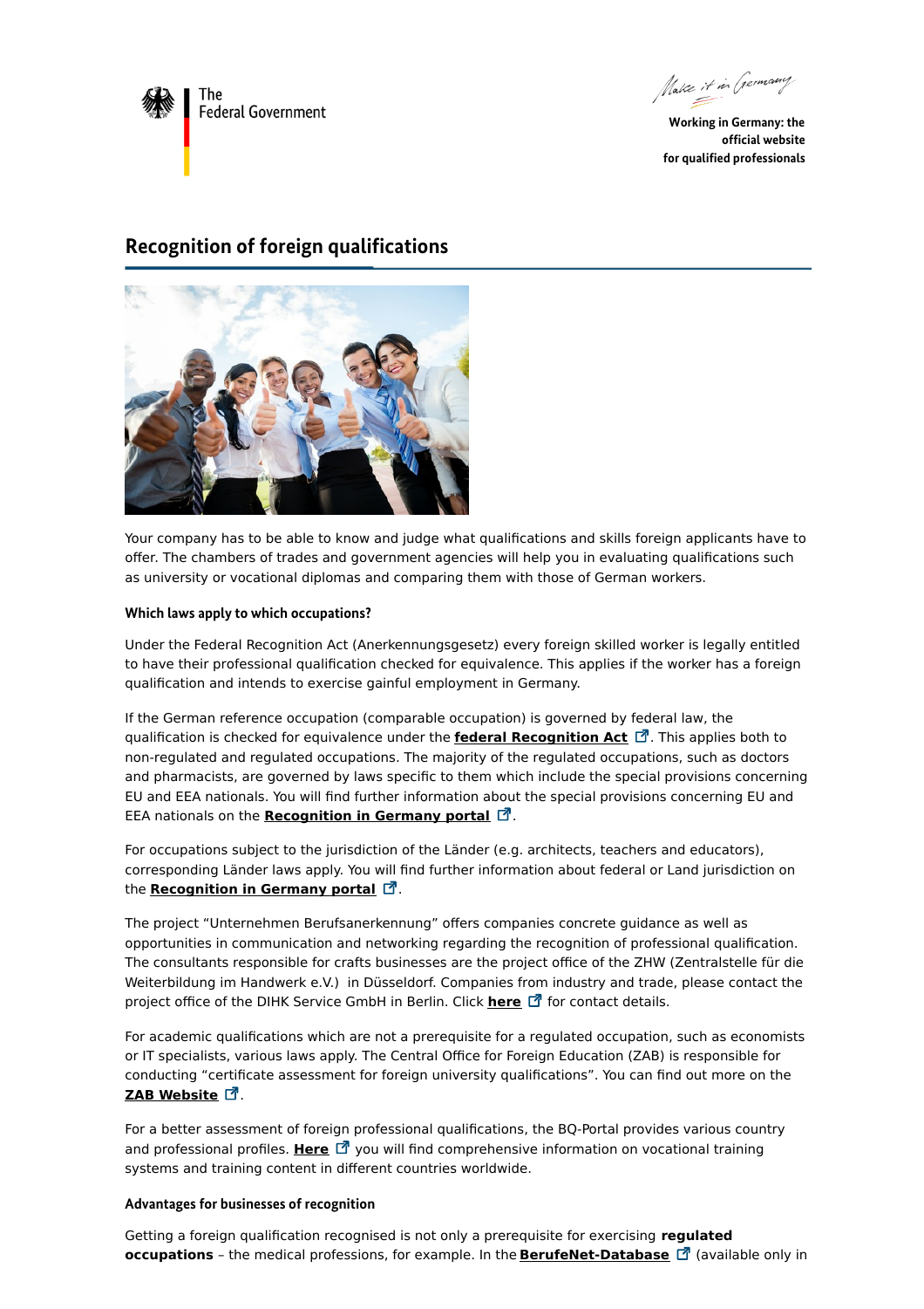The Federal Government

Working in Germany: the official website for qualified professionals

# Recognition of foreign qualifications

Your company has to be able to know and judge what qualifications and skills foreign applicants have to offer. The chambers of trades and government agencies will help you in evaluating qualifications such as university or vocational diplomas and comparing them with those of German workers.

### Which laws apply to which occupations?

Under the Federal Recognition Act (Anerkennungsgesetz) every foreign skilled worker is legally entitled to have their professional qualification checked for equivalence. This applies if the worker has a foreign qualification and intends to exercise gainful employment in Germany.

If the German reference occupation (comparable occupation) is governed by federal law, the qualification is checked for equivalence under the **federal Recognition Act**. This applies both to non-regulated and regulated occupations. The majority of the regulated occupations, such as doctors and pharmacists, are governed by laws specific to them which include the special provisions concerning EU and EEA nationals. You will find further information about the special provisions concerning EU and EEA nationals on the **Recognition in Germany portal**.

For occupations subject to the jurisdiction of the Länder (e.g. architects, teachers and educators), corresponding Länder laws apply. You will find further information about federal or Land jurisdiction on the **Recognition in Germany portal**.

The project "Unternehmen Berufsanerkennung" offers companies concrete guidance as well as opportunities in communication and networking regarding the recognition of professional qualification. The consultants responsible for crafts businesses are the project office of the ZHW (Zentralstelle für die Weiterbildung im Handwerk e.V.) in Düsseldorf. Companies from industry and trade, please contact the project office of the DIHK Service GmbH in Berlin. Click **here** for contact details.

For academic qualifications which are not a prerequisite for a regulated occupation, such as economists or IT specialists, various laws apply. The Central Office for Foreign Education (ZAB) is responsible for conducting "certificate assessment for foreign university qualifications". You can find out more on the **ZAB Website**.

For a better assessment of foreign professional qualifications, the BQ-Portal provides various country and professional profiles. **Here** you will find comprehensive information on vocational training systems and training content in different countries worldwide.

### Advantages for businesses of recognition

Getting a foreign qualification recognised is not only a prerequisite for exercising **regulated occupations** – the medical professions, for example. In the **BerufeNet-Database** (available only in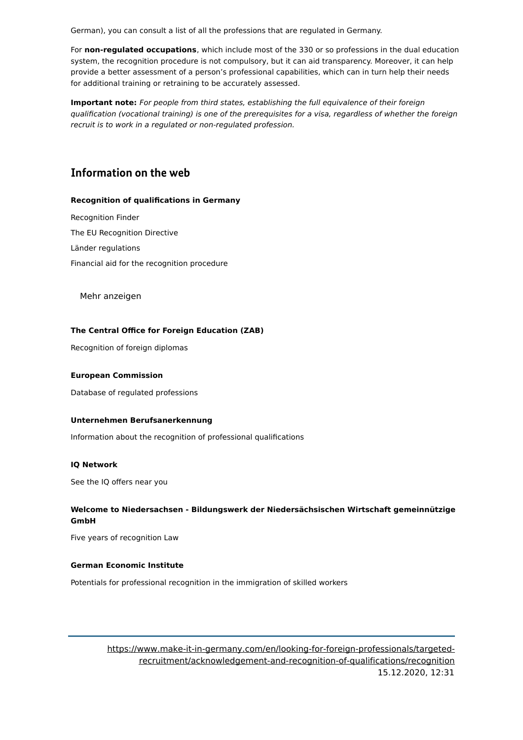German), you can consult a list of all the professions that are regulated in Germany.

For **non-regulated occupations**, which include most of the 330 or so professions in the dual education system, the recognition procedure is not compulsory, but it can aid transparency. Moreover, it can help provide a better assessment of a person's professional capabilities, which can in turn help their needs for additional training or retraining to be accurately assessed.

**Important note:** *For people from third states, establishing the full equivalence of their foreign qualification (vocational training) is one of the prerequisites for a visa, regardless of whether the foreign recruit is to work in a regulated or non-regulated profession.*

## Information on the web

**Recognition of qualifications in Germany**

Recognition Finder

The EU Recognition Directive

Länder regulations

Financial aid for the recognition procedure

Mehr anzeigen

**The Central Office for Foreign Education (ZAB)**

Recognition of foreign diplomas

**European Commission**

Database of regulated professions

**Unternehmen Berufsanerkennung**

Information about the recognition of professional qualifications

**IQ Network**

See the IQ offers near you

**Welcome to Niedersachsen - Bildungswerk der Niedersächsischen Wirtschaft gemeinnützige GmbH**

Five years of recognition Law

**German Economic Institute**

Potentials for professional recognition in the immigration of skilled workers

https://www.make-it-in-germany.com/en/looking-for-foreign-professionals/targeted-recruitment/acknowledgement-and-recognition-of-qualifications/recognition
15.12.2020, 12:31